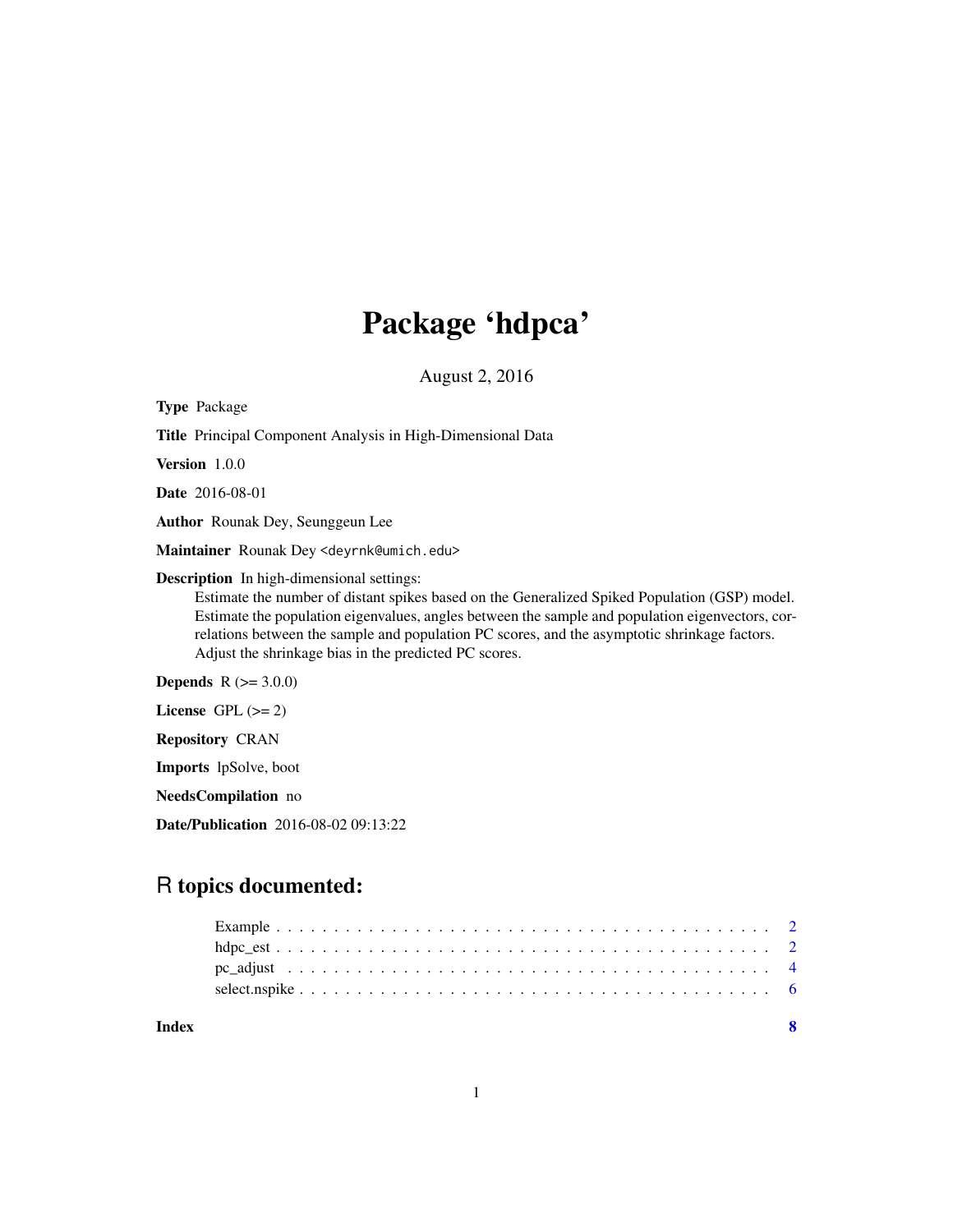# Package 'hdpca'

August 2, 2016

**Type** Package

**Title** Principal Component Analysis in High-Dimensional Data

**Version** 1.0.0

**Date** 2016-08-01

**Author** Rounak Dey, Seunggeun Lee

**Maintainer** Rounak Dey <deyrnk@umich.edu>

**Description** In high-dimensional settings:
Estimate the number of distant spikes based on the Generalized Spiked Population (GSP) model.
Estimate the population eigenvalues, angles between the sample and population eigenvectors, correlations between the sample and population PC scores, and the asymptotic shrinkage factors.
Adjust the shrinkage bias in the predicted PC scores.

**Depends** R (>= 3.0.0)

**License** GPL (>= 2)

**Repository** CRAN

**Imports** lpSolve, boot

**NeedsCompilation** no

**Date/Publication** 2016-08-02 09:13:22

## R topics documented:

- Example . . . . . . . . . . . . . . . . . . . . . . . . . . . . . . . . . . . . . . . . . . 2
- hdpc_est . . . . . . . . . . . . . . . . . . . . . . . . . . . . . . . . . . . . . . . . . . 2
- pc_adjust . . . . . . . . . . . . . . . . . . . . . . . . . . . . . . . . . . . . . . . . . . 4
- select.nspike . . . . . . . . . . . . . . . . . . . . . . . . . . . . . . . . . . . . . . . . 6

**Index** **8**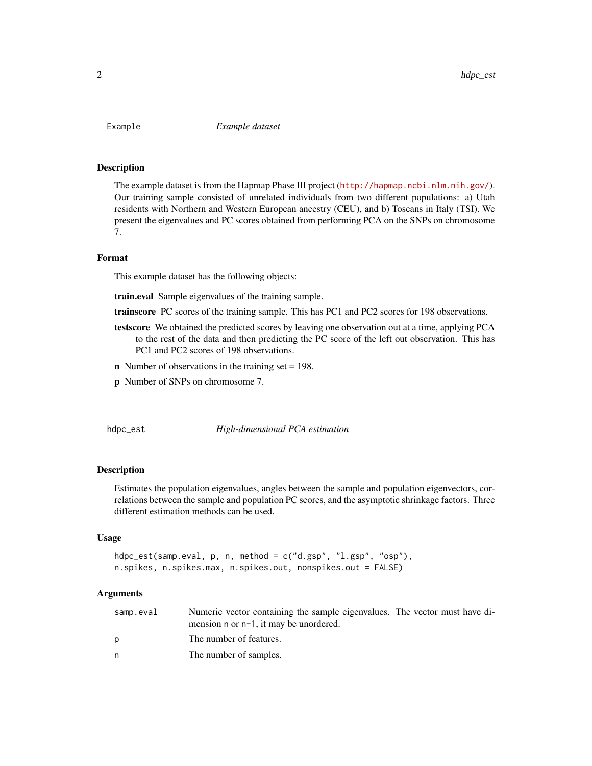## Example *Example dataset*

### Description

The example dataset is from the Hapmap Phase III project (http://hapmap.ncbi.nlm.nih.gov/). Our training sample consisted of unrelated individuals from two different populations: a) Utah residents with Northern and Western European ancestry (CEU), and b) Toscans in Italy (TSI). We present the eigenvalues and PC scores obtained from performing PCA on the SNPs on chromosome 7.

### Format

This example dataset has the following objects:

**train.eval** Sample eigenvalues of the training sample.

**trainscore** PC scores of the training sample. This has PC1 and PC2 scores for 198 observations.

**testscore** We obtained the predicted scores by leaving one observation out at a time, applying PCA to the rest of the data and then predicting the PC score of the left out observation. This has PC1 and PC2 scores of 198 observations.

**n** Number of observations in the training set = 198.

**p** Number of SNPs on chromosome 7.

## hdpc_est *High-dimensional PCA estimation*

### Description

Estimates the population eigenvalues, angles between the sample and population eigenvectors, correlations between the sample and population PC scores, and the asymptotic shrinkage factors. Three different estimation methods can be used.

### Usage

```
hdpc_est(samp.eval, p, n, method = c("d.gsp", "l.gsp", "osp"),
n.spikes, n.spikes.max, n.spikes.out, nonspikes.out = FALSE)
```

### Arguments

| | |
|---|---|
| `samp.eval` | Numeric vector containing the sample eigenvalues. The vector must have dimension `n` or `n-1`, it may be unordered. |
| `p` | The number of features. |
| `n` | The number of samples. |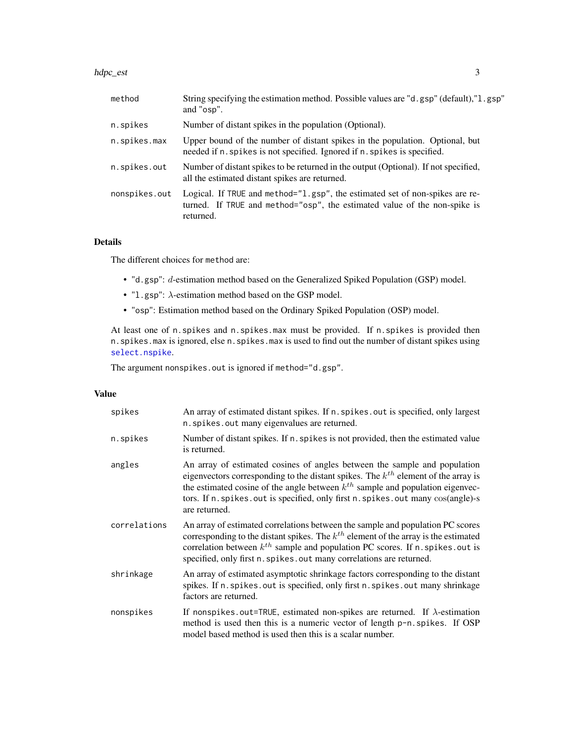| | |
|---|---|
| `method` | String specifying the estimation method. Possible values are "d.gsp" (default),"l.gsp" and "osp". |
| `n.spikes` | Number of distant spikes in the population (Optional). |
| `n.spikes.max` | Upper bound of the number of distant spikes in the population. Optional, but needed if `n.spikes` is not specified. Ignored if `n.spikes` is specified. |
| `n.spikes.out` | Number of distant spikes to be returned in the output (Optional). If not specified, all the estimated distant spikes are returned. |
| `nonspikes.out` | Logical. If `TRUE` and `method="l.gsp"`, the estimated set of non-spikes are returned. If `TRUE` and `method="osp"`, the estimated value of the non-spike is returned. |

## Details

The different choices for `method` are:

- "d.gsp": $d$-estimation method based on the Generalized Spiked Population (GSP) model.
- "l.gsp": $\lambda$-estimation method based on the GSP model.
- "osp": Estimation method based on the Ordinary Spiked Population (OSP) model.

At least one of `n.spikes` and `n.spikes.max` must be provided. If `n.spikes` is provided then `n.spikes.max` is ignored, else `n.spikes.max` is used to find out the number of distant spikes using `select.nspike`.

The argument `nonspikes.out` is ignored if `method="d.gsp"`.

## Value

| | |
|---|---|
| `spikes` | An array of estimated distant spikes. If `n.spikes.out` is specified, only largest `n.spikes.out` many eigenvalues are returned. |
| `n.spikes` | Number of distant spikes. If `n.spikes` is not provided, then the estimated value is returned. |
| `angles` | An array of estimated cosines of angles between the sample and population eigenvectors corresponding to the distant spikes. The $k^{th}$ element of the array is the estimated cosine of the angle between $k^{th}$ sample and population eigenvectors. If `n.spikes.out` is specified, only first `n.spikes.out` many $\cos$(angle)-s are returned. |
| `correlations` | An array of estimated correlations between the sample and population PC scores corresponding to the distant spikes. The $k^{th}$ element of the array is the estimated correlation between $k^{th}$ sample and population PC scores. If `n.spikes.out` is specified, only first `n.spikes.out` many correlations are returned. |
| `shrinkage` | An array of estimated asymptotic shrinkage factors corresponding to the distant spikes. If `n.spikes.out` is specified, only first `n.spikes.out` many shrinkage factors are returned. |
| `nonspikes` | If `nonspikes.out=TRUE`, estimated non-spikes are returned. If $\lambda$-estimation method is used then this is a numeric vector of length `p-n.spikes`. If OSP model based method is used then this is a scalar number. |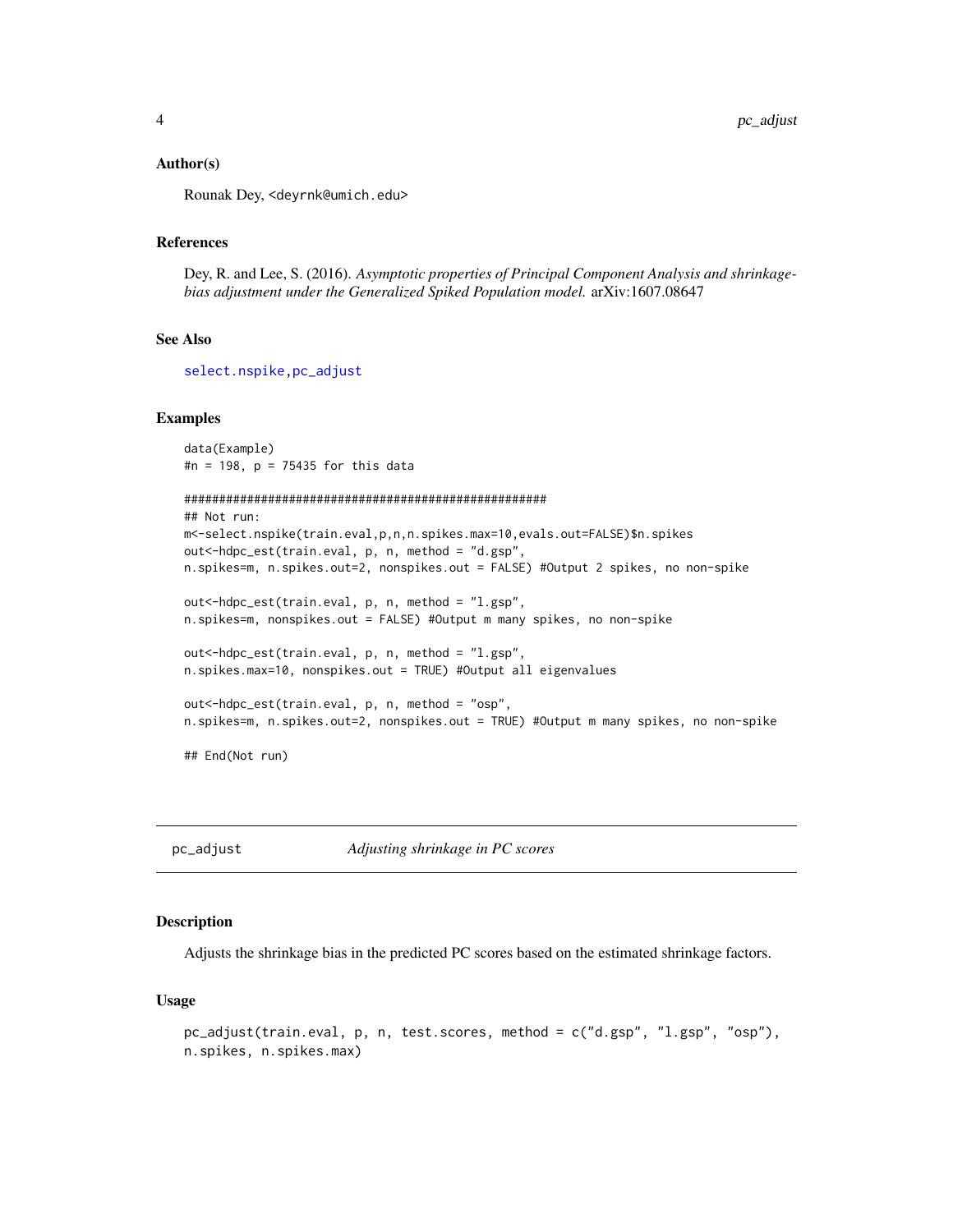### Author(s)

Rounak Dey, <deyrnk@umich.edu>

### References

Dey, R. and Lee, S. (2016). *Asymptotic properties of Principal Component Analysis and shrinkage-bias adjustment under the Generalized Spiked Population model.* arXiv:1607.08647

### See Also

select.nspike, pc_adjust

### Examples

```
data(Example)
#n = 198, p = 75435 for this data

######################################################
## Not run:
m<-select.nspike(train.eval,p,n,n.spikes.max=10,evals.out=FALSE)$n.spikes
out<-hdpc_est(train.eval, p, n, method = "d.gsp",
n.spikes=m, n.spikes.out=2, nonspikes.out = FALSE) #Output 2 spikes, no non-spike

out<-hdpc_est(train.eval, p, n, method = "l.gsp",
n.spikes=m, nonspikes.out = FALSE) #Output m many spikes, no non-spike

out<-hdpc_est(train.eval, p, n, method = "l.gsp",
n.spikes.max=10, nonspikes.out = TRUE) #Output all eigenvalues

out<-hdpc_est(train.eval, p, n, method = "osp",
n.spikes=m, n.spikes.out=2, nonspikes.out = TRUE) #Output m many spikes, no non-spike

## End(Not run)
```

---

## pc_adjust — *Adjusting shrinkage in PC scores*

### Description

Adjusts the shrinkage bias in the predicted PC scores based on the estimated shrinkage factors.

### Usage

```
pc_adjust(train.eval, p, n, test.scores, method = c("d.gsp", "l.gsp", "osp"),
n.spikes, n.spikes.max)
```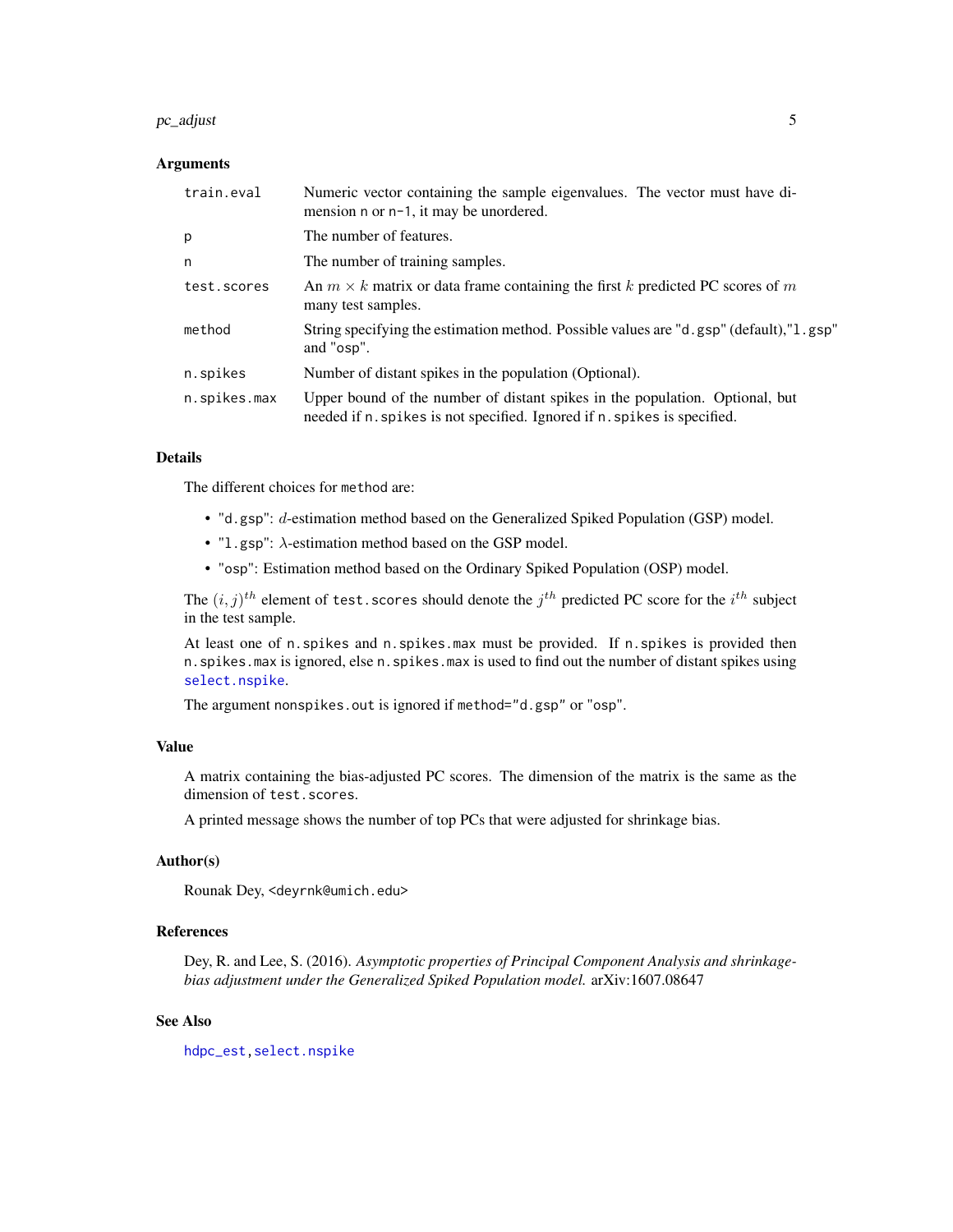### Arguments

| | |
|---|---|
| train.eval | Numeric vector containing the sample eigenvalues. The vector must have dimension n or n-1, it may be unordered. |
| p | The number of features. |
| n | The number of training samples. |
| test.scores | An $m \times k$ matrix or data frame containing the first $k$ predicted PC scores of $m$ many test samples. |
| method | String specifying the estimation method. Possible values are "d.gsp" (default),"l.gsp" and "osp". |
| n.spikes | Number of distant spikes in the population (Optional). |
| n.spikes.max | Upper bound of the number of distant spikes in the population. Optional, but needed if n.spikes is not specified. Ignored if n.spikes is specified. |

### Details

The different choices for method are:

- "d.gsp": $d$-estimation method based on the Generalized Spiked Population (GSP) model.
- "l.gsp": $\lambda$-estimation method based on the GSP model.
- "osp": Estimation method based on the Ordinary Spiked Population (OSP) model.

The $(i, j)^{th}$ element of test.scores should denote the $j^{th}$ predicted PC score for the $i^{th}$ subject in the test sample.

At least one of n.spikes and n.spikes.max must be provided. If n.spikes is provided then n.spikes.max is ignored, else n.spikes.max is used to find out the number of distant spikes using select.nspike.

The argument nonspikes.out is ignored if method="d.gsp" or "osp".

### Value

A matrix containing the bias-adjusted PC scores. The dimension of the matrix is the same as the dimension of test.scores.

A printed message shows the number of top PCs that were adjusted for shrinkage bias.

### Author(s)

Rounak Dey, <deyrnk@umich.edu>

### References

Dey, R. and Lee, S. (2016). *Asymptotic properties of Principal Component Analysis and shrinkage-bias adjustment under the Generalized Spiked Population model.* arXiv:1607.08647

### See Also

hdpc_est, select.nspike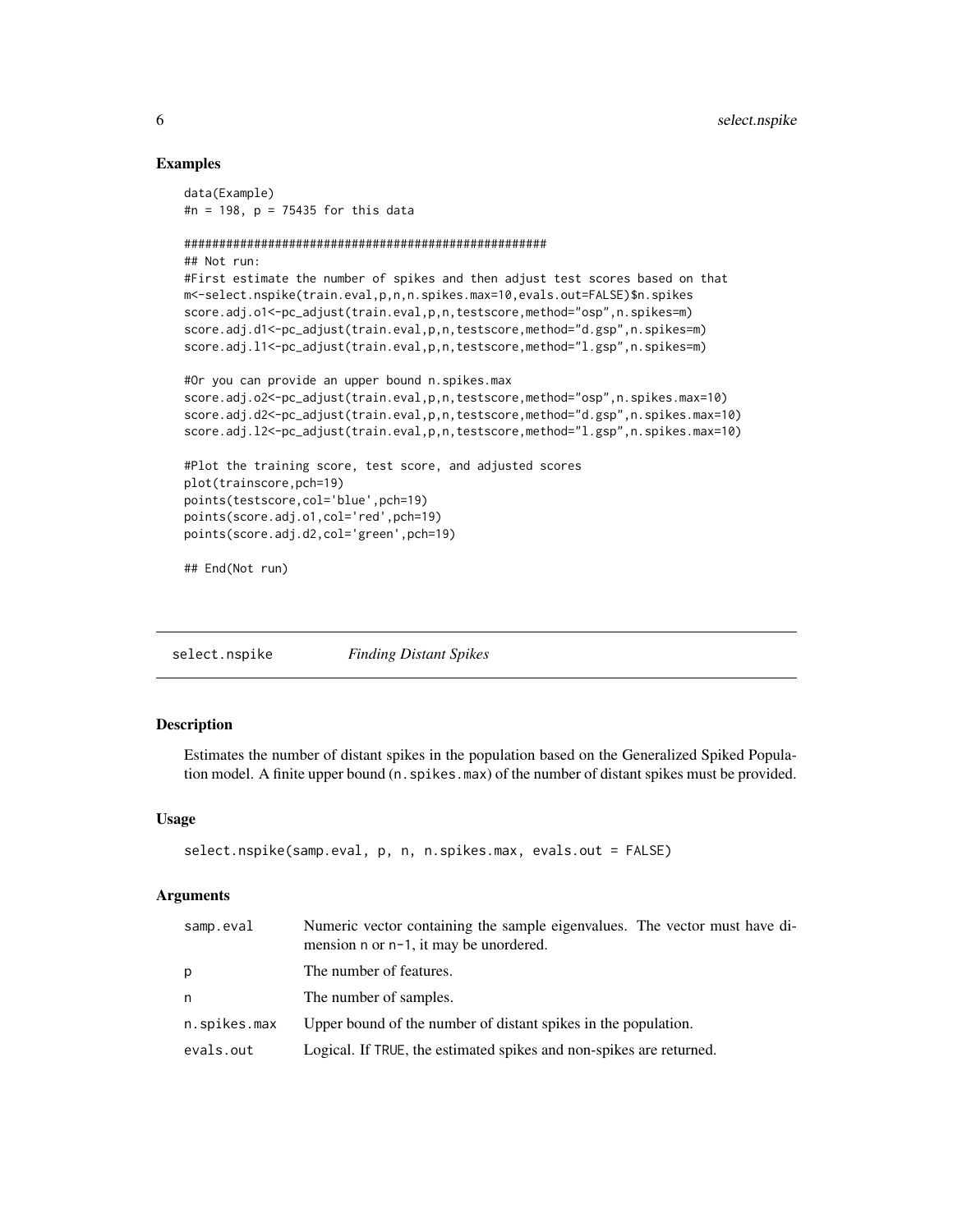### Examples

```
data(Example)
#n = 198, p = 75435 for this data

####################################################
## Not run:
#First estimate the number of spikes and then adjust test scores based on that
m<-select.nspike(train.eval,p,n,n.spikes.max=10,evals.out=FALSE)$n.spikes
score.adj.o1<-pc_adjust(train.eval,p,n,testscore,method="osp",n.spikes=m)
score.adj.d1<-pc_adjust(train.eval,p,n,testscore,method="d.gsp",n.spikes=m)
score.adj.l1<-pc_adjust(train.eval,p,n,testscore,method="l.gsp",n.spikes=m)

#Or you can provide an upper bound n.spikes.max
score.adj.o2<-pc_adjust(train.eval,p,n,testscore,method="osp",n.spikes.max=10)
score.adj.d2<-pc_adjust(train.eval,p,n,testscore,method="d.gsp",n.spikes.max=10)
score.adj.l2<-pc_adjust(train.eval,p,n,testscore,method="l.gsp",n.spikes.max=10)

#Plot the training score, test score, and adjusted scores
plot(trainscore,pch=19)
points(testscore,col='blue',pch=19)
points(score.adj.o1,col='red',pch=19)
points(score.adj.d2,col='green',pch=19)

## End(Not run)
```

---

## select.nspike *Finding Distant Spikes*

---

### Description

Estimates the number of distant spikes in the population based on the Generalized Spiked Population model. A finite upper bound (`n.spikes.max`) of the number of distant spikes must be provided.

### Usage

```
select.nspike(samp.eval, p, n, n.spikes.max, evals.out = FALSE)
```

### Arguments

| | |
|---|---|
| samp.eval | Numeric vector containing the sample eigenvalues. The vector must have dimension n or n-1, it may be unordered. |
| p | The number of features. |
| n | The number of samples. |
| n.spikes.max | Upper bound of the number of distant spikes in the population. |
| evals.out | Logical. If TRUE, the estimated spikes and non-spikes are returned. |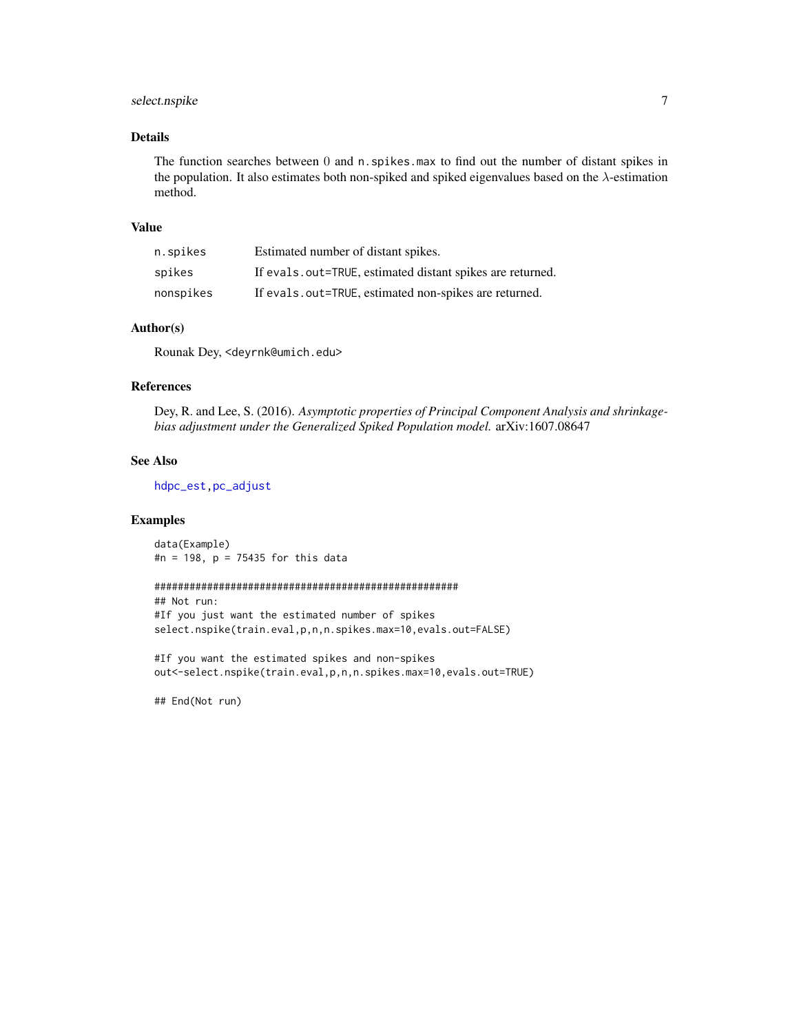## Details

The function searches between 0 and `n.spikes.max` to find out the number of distant spikes in the population. It also estimates both non-spiked and spiked eigenvalues based on the $\lambda$-estimation method.

## Value

| | |
|---|---|
| `n.spikes` | Estimated number of distant spikes. |
| `spikes` | If `evals.out=TRUE`, estimated distant spikes are returned. |
| `nonspikes` | If `evals.out=TRUE`, estimated non-spikes are returned. |

## Author(s)

Rounak Dey, <deyrnk@umich.edu>

## References

Dey, R. and Lee, S. (2016). *Asymptotic properties of Principal Component Analysis and shrinkage-bias adjustment under the Generalized Spiked Population model.* arXiv:1607.08647

## See Also

`hdpc_est`, `pc_adjust`

## Examples

```
data(Example)
#n = 198, p = 75435 for this data

####################################################
## Not run:
#If you just want the estimated number of spikes
select.nspike(train.eval,p,n,n.spikes.max=10,evals.out=FALSE)

#If you want the estimated spikes and non-spikes
out<-select.nspike(train.eval,p,n,n.spikes.max=10,evals.out=TRUE)

## End(Not run)
```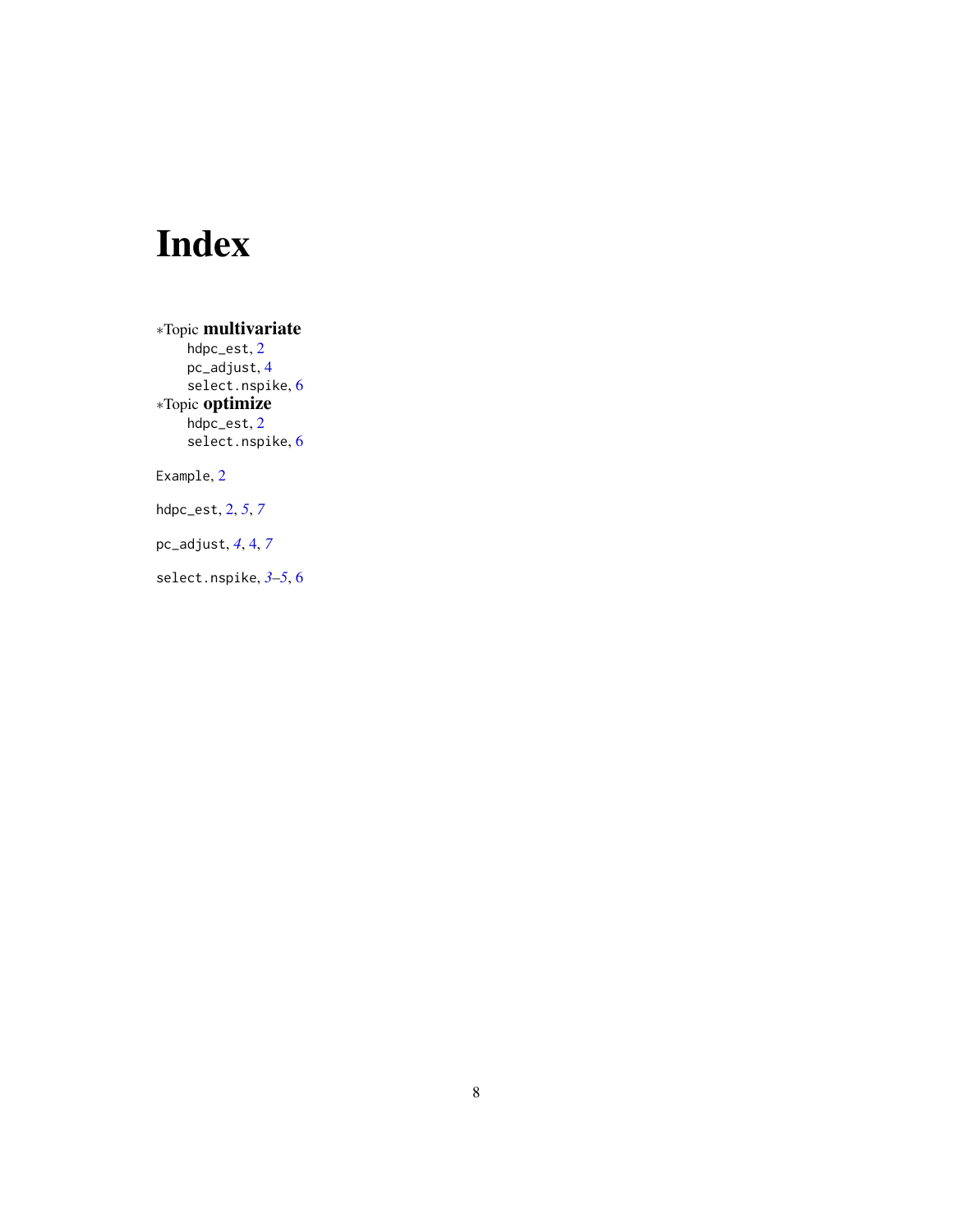# Index

∗Topic **multivariate**
- hdpc_est, 2
- pc_adjust, 4
- select.nspike, 6

∗Topic **optimize**
- hdpc_est, 2
- select.nspike, 6

Example, 2

hdpc_est, 2, *5*, *7*

pc_adjust, *4*, 4, *7*

select.nspike, *3–5*, 6